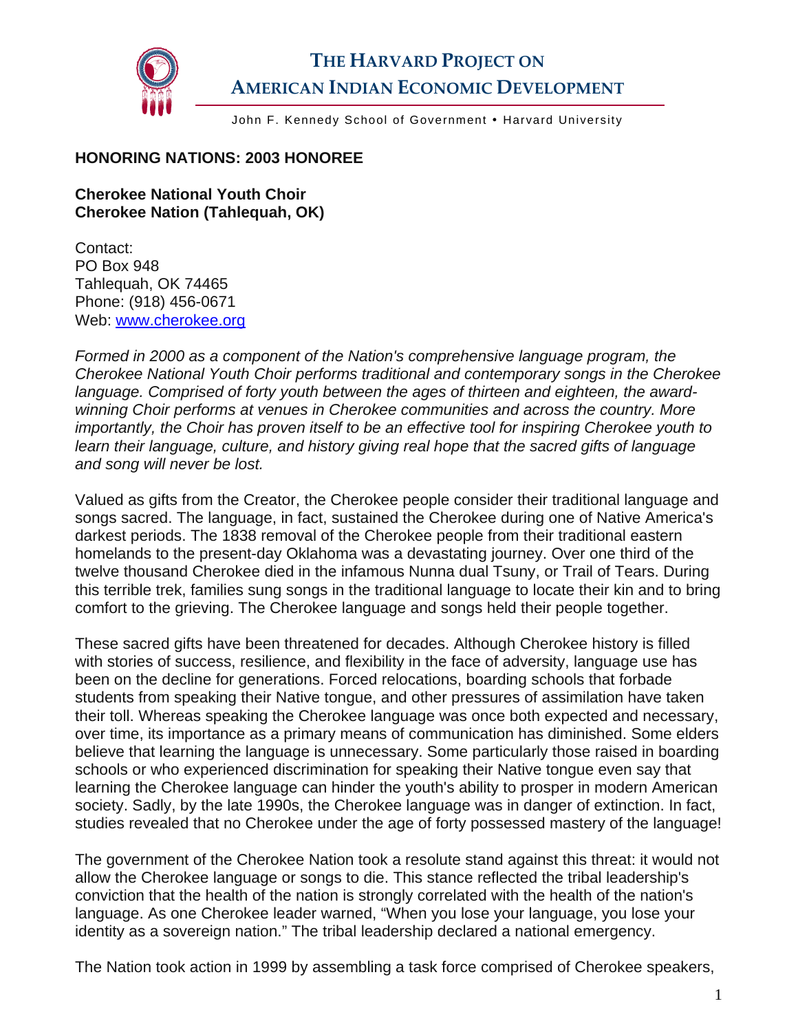# THE HARVARD PROJECT ON AMERICAN INDIAN ECONOMIC DEVELOPMENT

John F. Kennedy School of Government • Harvard University

**HONORING NATIONS: 2003 HONOREE**

**Cherokee National Youth Choir**
**Cherokee Nation (Tahlequah, OK)**

Contact:
PO Box 948
Tahlequah, OK 74465
Phone: (918) 456-0671
Web: [www.cherokee.org](http://www.cherokee.org)

*Formed in 2000 as a component of the Nation's comprehensive language program, the Cherokee National Youth Choir performs traditional and contemporary songs in the Cherokee language. Comprised of forty youth between the ages of thirteen and eighteen, the award-winning Choir performs at venues in Cherokee communities and across the country. More importantly, the Choir has proven itself to be an effective tool for inspiring Cherokee youth to learn their language, culture, and history giving real hope that the sacred gifts of language and song will never be lost.*

Valued as gifts from the Creator, the Cherokee people consider their traditional language and songs sacred. The language, in fact, sustained the Cherokee during one of Native America's darkest periods. The 1838 removal of the Cherokee people from their traditional eastern homelands to the present-day Oklahoma was a devastating journey. Over one third of the twelve thousand Cherokee died in the infamous Nunna dual Tsuny, or Trail of Tears. During this terrible trek, families sung songs in the traditional language to locate their kin and to bring comfort to the grieving. The Cherokee language and songs held their people together.

These sacred gifts have been threatened for decades. Although Cherokee history is filled with stories of success, resilience, and flexibility in the face of adversity, language use has been on the decline for generations. Forced relocations, boarding schools that forbade students from speaking their Native tongue, and other pressures of assimilation have taken their toll. Whereas speaking the Cherokee language was once both expected and necessary, over time, its importance as a primary means of communication has diminished. Some elders believe that learning the language is unnecessary. Some particularly those raised in boarding schools or who experienced discrimination for speaking their Native tongue even say that learning the Cherokee language can hinder the youth's ability to prosper in modern American society. Sadly, by the late 1990s, the Cherokee language was in danger of extinction. In fact, studies revealed that no Cherokee under the age of forty possessed mastery of the language!

The government of the Cherokee Nation took a resolute stand against this threat: it would not allow the Cherokee language or songs to die. This stance reflected the tribal leadership's conviction that the health of the nation is strongly correlated with the health of the nation's language. As one Cherokee leader warned, "When you lose your language, you lose your identity as a sovereign nation." The tribal leadership declared a national emergency.

The Nation took action in 1999 by assembling a task force comprised of Cherokee speakers,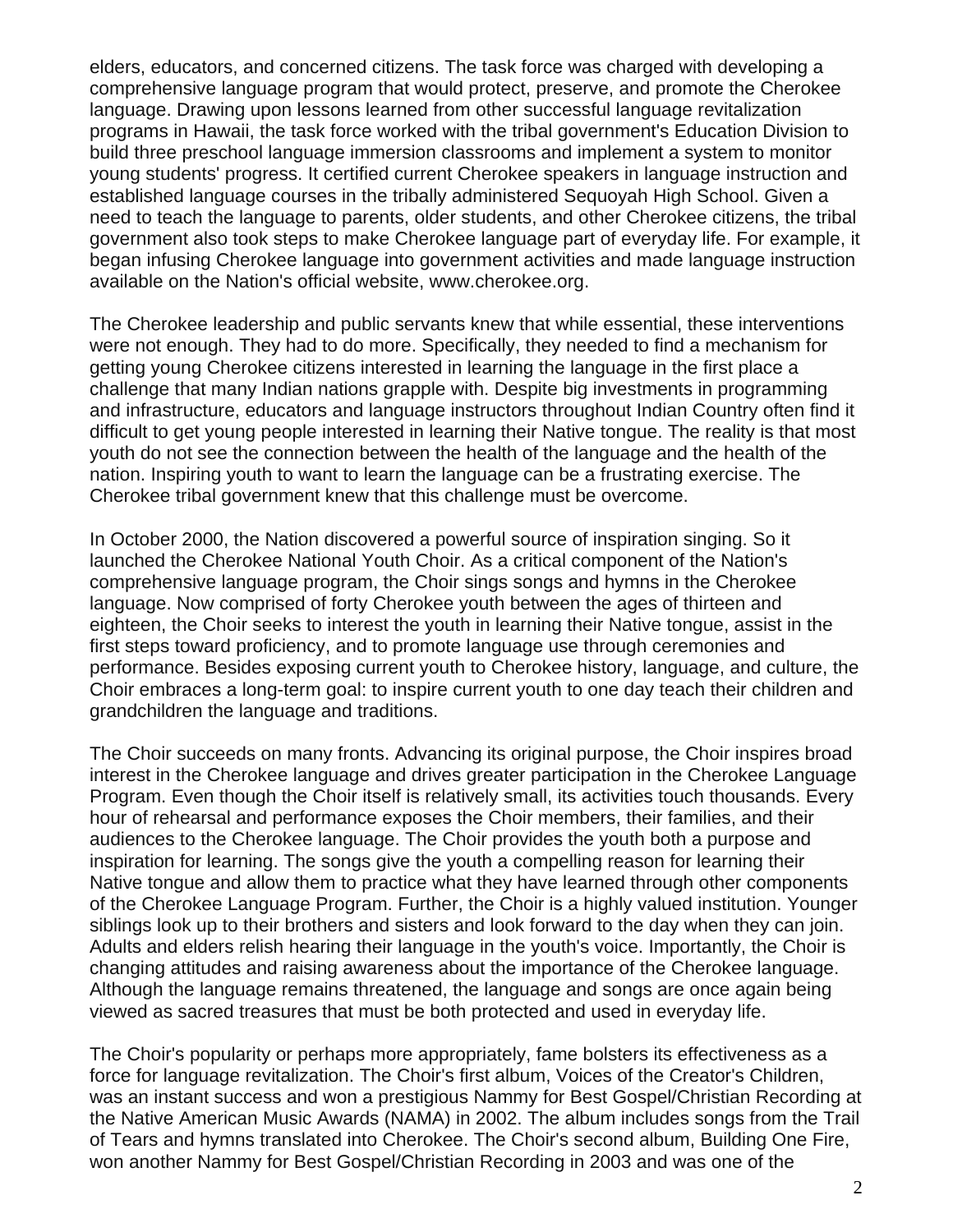elders, educators, and concerned citizens. The task force was charged with developing a comprehensive language program that would protect, preserve, and promote the Cherokee language. Drawing upon lessons learned from other successful language revitalization programs in Hawaii, the task force worked with the tribal government's Education Division to build three preschool language immersion classrooms and implement a system to monitor young students' progress. It certified current Cherokee speakers in language instruction and established language courses in the tribally administered Sequoyah High School. Given a need to teach the language to parents, older students, and other Cherokee citizens, the tribal government also took steps to make Cherokee language part of everyday life. For example, it began infusing Cherokee language into government activities and made language instruction available on the Nation's official website, www.cherokee.org.

The Cherokee leadership and public servants knew that while essential, these interventions were not enough. They had to do more. Specifically, they needed to find a mechanism for getting young Cherokee citizens interested in learning the language in the first place a challenge that many Indian nations grapple with. Despite big investments in programming and infrastructure, educators and language instructors throughout Indian Country often find it difficult to get young people interested in learning their Native tongue. The reality is that most youth do not see the connection between the health of the language and the health of the nation. Inspiring youth to want to learn the language can be a frustrating exercise. The Cherokee tribal government knew that this challenge must be overcome.

In October 2000, the Nation discovered a powerful source of inspiration singing. So it launched the Cherokee National Youth Choir. As a critical component of the Nation's comprehensive language program, the Choir sings songs and hymns in the Cherokee language. Now comprised of forty Cherokee youth between the ages of thirteen and eighteen, the Choir seeks to interest the youth in learning their Native tongue, assist in the first steps toward proficiency, and to promote language use through ceremonies and performance. Besides exposing current youth to Cherokee history, language, and culture, the Choir embraces a long-term goal: to inspire current youth to one day teach their children and grandchildren the language and traditions.

The Choir succeeds on many fronts. Advancing its original purpose, the Choir inspires broad interest in the Cherokee language and drives greater participation in the Cherokee Language Program. Even though the Choir itself is relatively small, its activities touch thousands. Every hour of rehearsal and performance exposes the Choir members, their families, and their audiences to the Cherokee language. The Choir provides the youth both a purpose and inspiration for learning. The songs give the youth a compelling reason for learning their Native tongue and allow them to practice what they have learned through other components of the Cherokee Language Program. Further, the Choir is a highly valued institution. Younger siblings look up to their brothers and sisters and look forward to the day when they can join. Adults and elders relish hearing their language in the youth's voice. Importantly, the Choir is changing attitudes and raising awareness about the importance of the Cherokee language. Although the language remains threatened, the language and songs are once again being viewed as sacred treasures that must be both protected and used in everyday life.

The Choir's popularity or perhaps more appropriately, fame bolsters its effectiveness as a force for language revitalization. The Choir's first album, Voices of the Creator's Children, was an instant success and won a prestigious Nammy for Best Gospel/Christian Recording at the Native American Music Awards (NAMA) in 2002. The album includes songs from the Trail of Tears and hymns translated into Cherokee. The Choir's second album, Building One Fire, won another Nammy for Best Gospel/Christian Recording in 2003 and was one of the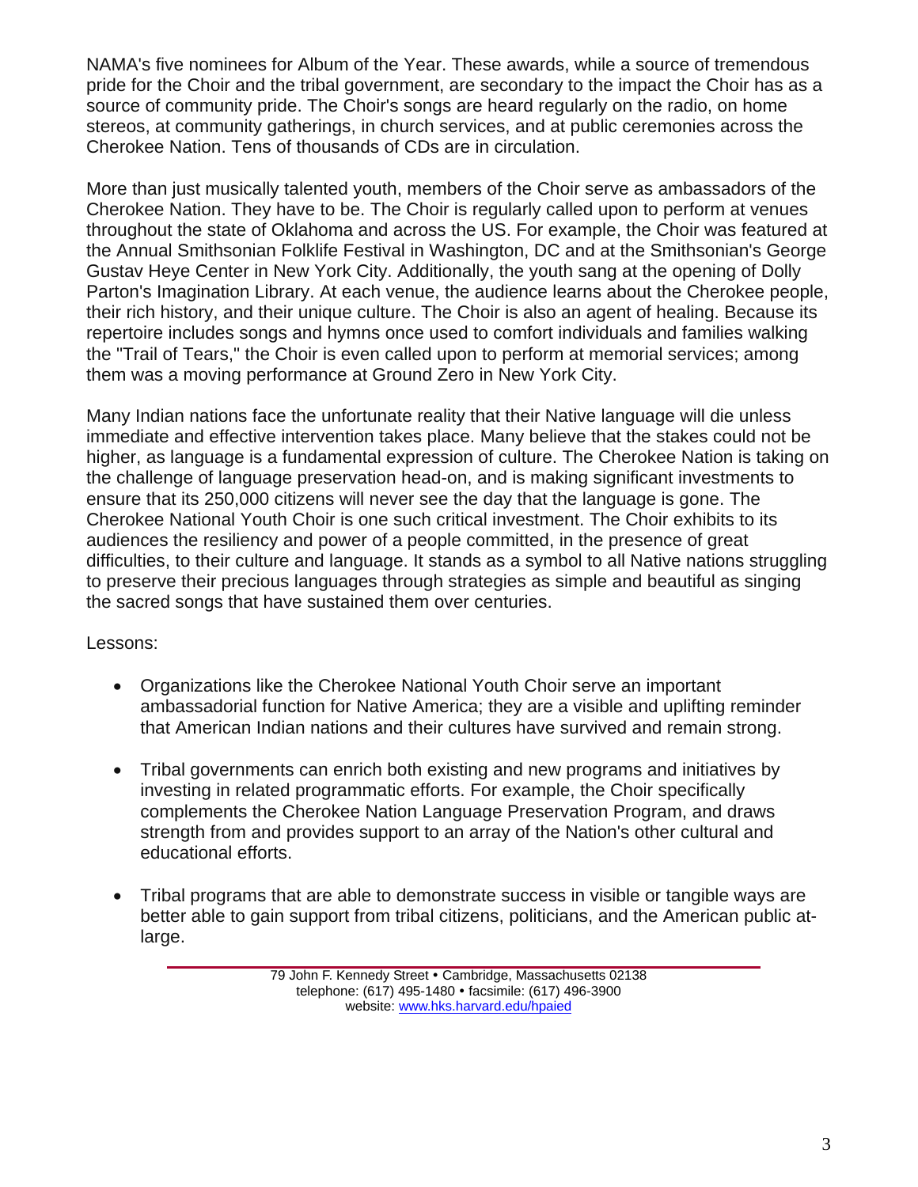NAMA's five nominees for Album of the Year. These awards, while a source of tremendous pride for the Choir and the tribal government, are secondary to the impact the Choir has as a source of community pride. The Choir's songs are heard regularly on the radio, on home stereos, at community gatherings, in church services, and at public ceremonies across the Cherokee Nation. Tens of thousands of CDs are in circulation.

More than just musically talented youth, members of the Choir serve as ambassadors of the Cherokee Nation. They have to be. The Choir is regularly called upon to perform at venues throughout the state of Oklahoma and across the US. For example, the Choir was featured at the Annual Smithsonian Folklife Festival in Washington, DC and at the Smithsonian's George Gustav Heye Center in New York City. Additionally, the youth sang at the opening of Dolly Parton's Imagination Library. At each venue, the audience learns about the Cherokee people, their rich history, and their unique culture. The Choir is also an agent of healing. Because its repertoire includes songs and hymns once used to comfort individuals and families walking the "Trail of Tears," the Choir is even called upon to perform at memorial services; among them was a moving performance at Ground Zero in New York City.

Many Indian nations face the unfortunate reality that their Native language will die unless immediate and effective intervention takes place. Many believe that the stakes could not be higher, as language is a fundamental expression of culture. The Cherokee Nation is taking on the challenge of language preservation head-on, and is making significant investments to ensure that its 250,000 citizens will never see the day that the language is gone. The Cherokee National Youth Choir is one such critical investment. The Choir exhibits to its audiences the resiliency and power of a people committed, in the presence of great difficulties, to their culture and language. It stands as a symbol to all Native nations struggling to preserve their precious languages through strategies as simple and beautiful as singing the sacred songs that have sustained them over centuries.

Lessons:

- Organizations like the Cherokee National Youth Choir serve an important ambassadorial function for Native America; they are a visible and uplifting reminder that American Indian nations and their cultures have survived and remain strong.
- Tribal governments can enrich both existing and new programs and initiatives by investing in related programmatic efforts. For example, the Choir specifically complements the Cherokee Nation Language Preservation Program, and draws strength from and provides support to an array of the Nation's other cultural and educational efforts.
- Tribal programs that are able to demonstrate success in visible or tangible ways are better able to gain support from tribal citizens, politicians, and the American public at-large.